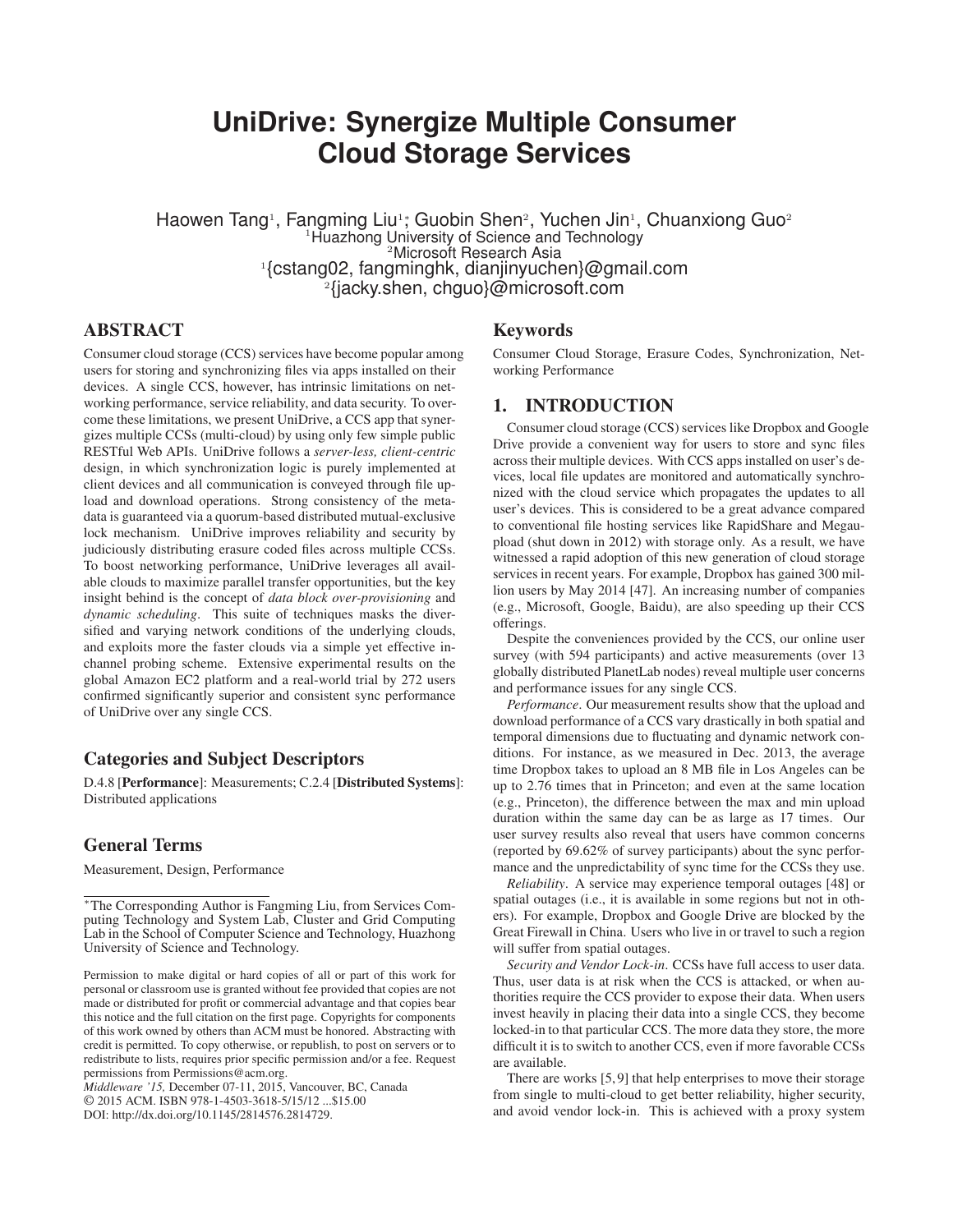# UniDrive: Synergize Multiple Consumer Cloud Storage Services

Haowen Tang[1], Fangming Liu[1]*, Guobin Shen[2], Yuchen Jin[1], Chuanxiong Guo[2]
[1]Huazhong University of Science and Technology
[2]Microsoft Research Asia
[1]{cstang02, fangminghk, dianjinyuchen}@gmail.com
[2]{jacky.shen, chguo}@microsoft.com

## ABSTRACT

Consumer cloud storage (CCS) services have become popular among users for storing and synchronizing files via apps installed on their devices. A single CCS, however, has intrinsic limitations on networking performance, service reliability, and data security. To overcome these limitations, we present UniDrive, a CCS app that synergizes multiple CCSs (multi-cloud) by using only few simple public RESTful Web APIs. UniDrive follows a *server-less, client-centric* design, in which synchronization logic is purely implemented at client devices and all communication is conveyed through file upload and download operations. Strong consistency of the metadata is guaranteed via a quorum-based distributed mutual-exclusive lock mechanism. UniDrive improves reliability and security by judiciously distributing erasure coded files across multiple CCSs. To boost networking performance, UniDrive leverages all available clouds to maximize parallel transfer opportunities, but the key insight behind is the concept of *data block over-provisioning* and *dynamic scheduling*. This suite of techniques masks the diversified and varying network conditions of the underlying clouds, and exploits more the faster clouds via a simple yet effective in-channel probing scheme. Extensive experimental results on the global Amazon EC2 platform and a real-world trial by 272 users confirmed significantly superior and consistent sync performance of UniDrive over any single CCS.

### Categories and Subject Descriptors

D.4.8 [**Performance**]: Measurements; C.2.4 [**Distributed Systems**]: Distributed applications

### General Terms

Measurement, Design, Performance

*The Corresponding Author is Fangming Liu, from Services Computing Technology and System Lab, Cluster and Grid Computing Lab in the School of Computer Science and Technology, Huazhong University of Science and Technology.

Permission to make digital or hard copies of all or part of this work for personal or classroom use is granted without fee provided that copies are not made or distributed for profit or commercial advantage and that copies bear this notice and the full citation on the first page. Copyrights for components of this work owned by others than ACM must be honored. Abstracting with credit is permitted. To copy otherwise, or republish, to post on servers or to redistribute to lists, requires prior specific permission and/or a fee. Request permissions from Permissions@acm.org.
*Middleware '15,* December 07-11, 2015, Vancouver, BC, Canada
© 2015 ACM. ISBN 978-1-4503-3618-5/15/12 ...$15.00
DOI: http://dx.doi.org/10.1145/2814576.2814729.

### Keywords

Consumer Cloud Storage, Erasure Codes, Synchronization, Networking Performance

## 1. INTRODUCTION

Consumer cloud storage (CCS) services like Dropbox and Google Drive provide a convenient way for users to store and sync files across their multiple devices. With CCS apps installed on user's devices, local file updates are monitored and automatically synchronized with the cloud service which propagates the updates to all user's devices. This is considered to be a great advance compared to conventional file hosting services like RapidShare and Megaupload (shut down in 2012) with storage only. As a result, we have witnessed a rapid adoption of this new generation of cloud storage services in recent years. For example, Dropbox has gained 300 million users by May 2014 [47]. An increasing number of companies (e.g., Microsoft, Google, Baidu), are also speeding up their CCS offerings.

Despite the conveniences provided by the CCS, our online user survey (with 594 participants) and active measurements (over 13 globally distributed PlanetLab nodes) reveal multiple user concerns and performance issues for any single CCS.

*Performance*. Our measurement results show that the upload and download performance of a CCS vary drastically in both spatial and temporal dimensions due to fluctuating and dynamic network conditions. For instance, as we measured in Dec. 2013, the average time Dropbox takes to upload an 8 MB file in Los Angeles can be up to 2.76 times that in Princeton; and even at the same location (e.g., Princeton), the difference between the max and min upload duration within the same day can be as large as 17 times. Our user survey results also reveal that users have common concerns (reported by 69.62% of survey participants) about the sync performance and the unpredictability of sync time for the CCSs they use.

*Reliability*. A service may experience temporal outages [48] or spatial outages (i.e., it is available in some regions but not in others). For example, Dropbox and Google Drive are blocked by the Great Firewall in China. Users who live in or travel to such a region will suffer from spatial outages.

*Security and Vendor Lock-in*. CCSs have full access to user data. Thus, user data is at risk when the CCS is attacked, or when authorities require the CCS provider to expose their data. When users invest heavily in placing their data into a single CCS, they become locked-in to that particular CCS. The more data they store, the more difficult it is to switch to another CCS, even if more favorable CCSs are available.

There are works [5, 9] that help enterprises to move their storage from single to multi-cloud to get better reliability, higher security, and avoid vendor lock-in. This is achieved with a proxy system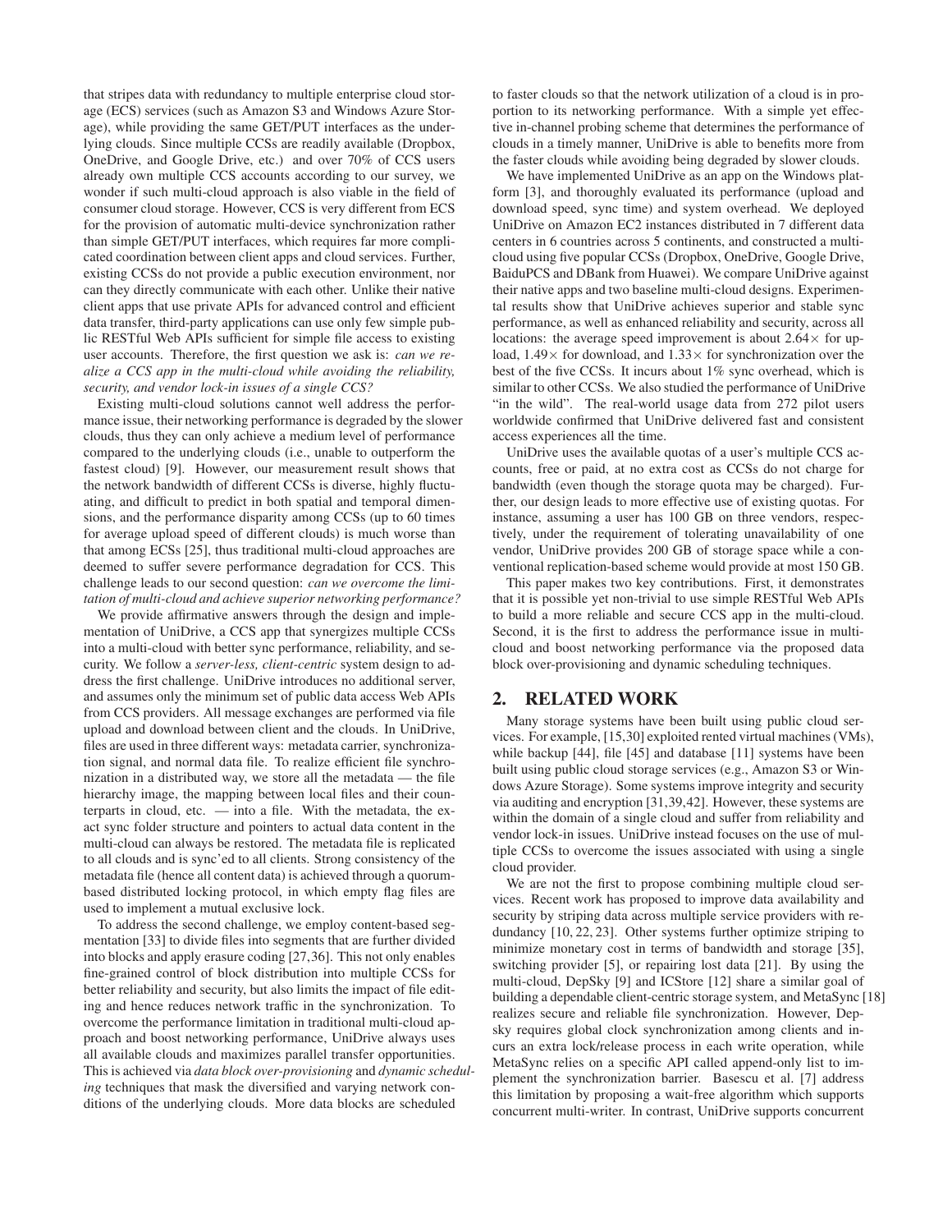that stripes data with redundancy to multiple enterprise cloud storage (ECS) services (such as Amazon S3 and Windows Azure Storage), while providing the same GET/PUT interfaces as the underlying clouds. Since multiple CCSs are readily available (Dropbox, OneDrive, and Google Drive, etc.) and over 70% of CCS users already own multiple CCS accounts according to our survey, we wonder if such multi-cloud approach is also viable in the field of consumer cloud storage. However, CCS is very different from ECS for the provision of automatic multi-device synchronization rather than simple GET/PUT interfaces, which requires far more complicated coordination between client apps and cloud services. Further, existing CCSs do not provide a public execution environment, nor can they directly communicate with each other. Unlike their native client apps that use private APIs for advanced control and efficient data transfer, third-party applications can use only few simple public RESTful Web APIs sufficient for simple file access to existing user accounts. Therefore, the first question we ask is: *can we realize a CCS app in the multi-cloud while avoiding the reliability, security, and vendor lock-in issues of a single CCS?*

Existing multi-cloud solutions cannot well address the performance issue, their networking performance is degraded by the slower clouds, thus they can only achieve a medium level of performance compared to the underlying clouds (i.e., unable to outperform the fastest cloud) [9]. However, our measurement result shows that the network bandwidth of different CCSs is diverse, highly fluctuating, and difficult to predict in both spatial and temporal dimensions, and the performance disparity among CCSs (up to 60 times for average upload speed of different clouds) is much worse than that among ECSs [25], thus traditional multi-cloud approaches are deemed to suffer severe performance degradation for CCS. This challenge leads to our second question: *can we overcome the limitation of multi-cloud and achieve superior networking performance?*

We provide affirmative answers through the design and implementation of UniDrive, a CCS app that synergizes multiple CCSs into a multi-cloud with better sync performance, reliability, and security. We follow a *server-less, client-centric* system design to address the first challenge. UniDrive introduces no additional server, and assumes only the minimum set of public data access Web APIs from CCS providers. All message exchanges are performed via file upload and download between client and the clouds. In UniDrive, files are used in three different ways: metadata carrier, synchronization signal, and normal data file. To realize efficient file synchronization in a distributed way, we store all the metadata — the file hierarchy image, the mapping between local files and their counterparts in cloud, etc. — into a file. With the metadata, the exact sync folder structure and pointers to actual data content in the multi-cloud can always be restored. The metadata file is replicated to all clouds and is sync'ed to all clients. Strong consistency of the metadata file (hence all content data) is achieved through a quorum-based distributed locking protocol, in which empty flag files are used to implement a mutual exclusive lock.

To address the second challenge, we employ content-based segmentation [33] to divide files into segments that are further divided into blocks and apply erasure coding [27,36]. This not only enables fine-grained control of block distribution into multiple CCSs for better reliability and security, but also limits the impact of file editing and hence reduces network traffic in the synchronization. To overcome the performance limitation in traditional multi-cloud approach and boost networking performance, UniDrive always uses all available clouds and maximizes parallel transfer opportunities. This is achieved via *data block over-provisioning* and *dynamic scheduling* techniques that mask the diversified and varying network conditions of the underlying clouds. More data blocks are scheduled to faster clouds so that the network utilization of a cloud is in proportion to its networking performance. With a simple yet effective in-channel probing scheme that determines the performance of clouds in a timely manner, UniDrive is able to benefits more from the faster clouds while avoiding being degraded by slower clouds.

We have implemented UniDrive as an app on the Windows platform [3], and thoroughly evaluated its performance (upload and download speed, sync time) and system overhead. We deployed UniDrive on Amazon EC2 instances distributed in 7 different data centers in 6 countries across 5 continents, and constructed a multi-cloud using five popular CCSs (Dropbox, OneDrive, Google Drive, BaiduPCS and DBank from Huawei). We compare UniDrive against their native apps and two baseline multi-cloud designs. Experimental results show that UniDrive achieves superior and stable sync performance, as well as enhanced reliability and security, across all locations: the average speed improvement is about 2.64× for upload, 1.49× for download, and 1.33× for synchronization over the best of the five CCSs. It incurs about 1% sync overhead, which is similar to other CCSs. We also studied the performance of UniDrive "in the wild". The real-world usage data from 272 pilot users worldwide confirmed that UniDrive delivered fast and consistent access experiences all the time.

UniDrive uses the available quotas of a user's multiple CCS accounts, free or paid, at no extra cost as CCSs do not charge for bandwidth (even though the storage quota may be charged). Further, our design leads to more effective use of existing quotas. For instance, assuming a user has 100 GB on three vendors, respectively, under the requirement of tolerating unavailability of one vendor, UniDrive provides 200 GB of storage space while a conventional replication-based scheme would provide at most 150 GB.

This paper makes two key contributions. First, it demonstrates that it is possible yet non-trivial to use simple RESTful Web APIs to build a more reliable and secure CCS app in the multi-cloud. Second, it is the first to address the performance issue in multi-cloud and boost networking performance via the proposed data block over-provisioning and dynamic scheduling techniques.

## 2. RELATED WORK

Many storage systems have been built using public cloud services. For example, [15,30] exploited rented virtual machines (VMs), while backup [44], file [45] and database [11] systems have been built using public cloud storage services (e.g., Amazon S3 or Windows Azure Storage). Some systems improve integrity and security via auditing and encryption [31,39,42]. However, these systems are within the domain of a single cloud and suffer from reliability and vendor lock-in issues. UniDrive instead focuses on the use of multiple CCSs to overcome the issues associated with using a single cloud provider.

We are not the first to propose combining multiple cloud services. Recent work has proposed to improve data availability and security by striping data across multiple service providers with redundancy [10, 22, 23]. Other systems further optimize striping to minimize monetary cost in terms of bandwidth and storage [35], switching provider [5], or repairing lost data [21]. By using the multi-cloud, DepSky [9] and ICStore [12] share a similar goal of building a dependable client-centric storage system, and MetaSync [18] realizes secure and reliable file synchronization. However, Depsky requires global clock synchronization among clients and incurs an extra lock/release process in each write operation, while MetaSync relies on a specific API called append-only list to implement the synchronization barrier. Basescu et al. [7] address this limitation by proposing a wait-free algorithm which supports concurrent multi-writer. In contrast, UniDrive supports concurrent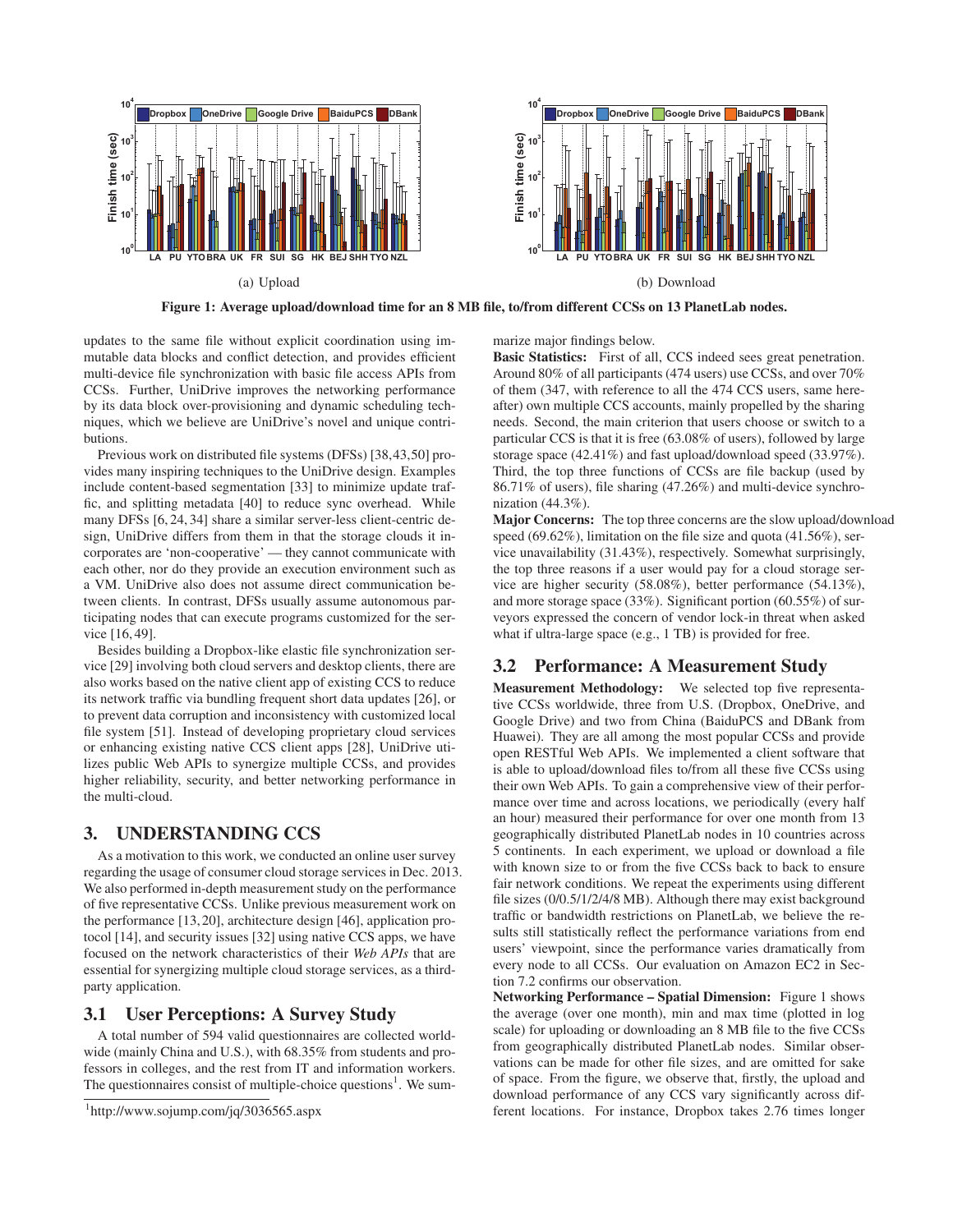(a) Upload

(b) Download

**Figure 1: Average upload/download time for an 8 MB file, to/from different CCSs on 13 PlanetLab nodes.**

updates to the same file without explicit coordination using immutable data blocks and conflict detection, and provides efficient multi-device file synchronization with basic file access APIs from CCSs. Further, UniDrive improves the networking performance by its data block over-provisioning and dynamic scheduling techniques, which we believe are UniDrive's novel and unique contributions.

Previous work on distributed file systems (DFSs) [38,43,50] provides many inspiring techniques to the UniDrive design. Examples include content-based segmentation [33] to minimize update traffic, and splitting metadata [40] to reduce sync overhead. While many DFSs [6, 24, 34] share a similar server-less client-centric design, UniDrive differs from them in that the storage clouds it incorporates are 'non-cooperative' — they cannot communicate with each other, nor do they provide an execution environment such as a VM. UniDrive also does not assume direct communication between clients. In contrast, DFSs usually assume autonomous participating nodes that can execute programs customized for the service [16, 49].

Besides building a Dropbox-like elastic file synchronization service [29] involving both cloud servers and desktop clients, there are also works based on the native client app of existing CCS to reduce its network traffic via bundling frequent short data updates [26], or to prevent data corruption and inconsistency with customized local file system [51]. Instead of developing proprietary cloud services or enhancing existing native CCS client apps [28], UniDrive utilizes public Web APIs to synergize multiple CCSs, and provides higher reliability, security, and better networking performance in the multi-cloud.

## 3. UNDERSTANDING CCS

As a motivation to this work, we conducted an online user survey regarding the usage of consumer cloud storage services in Dec. 2013. We also performed in-depth measurement study on the performance of five representative CCSs. Unlike previous measurement work on the performance [13, 20], architecture design [46], application protocol [14], and security issues [32] using native CCS apps, we have focused on the network characteristics of their *Web APIs* that are essential for synergizing multiple cloud storage services, as a third-party application.

### 3.1 User Perceptions: A Survey Study

A total number of 594 valid questionnaires are collected worldwide (mainly China and U.S.), with 68.35% from students and professors in colleges, and the rest from IT and information workers. The questionnaires consist of multiple-choice questions[1]. We summarize major findings below.

**Basic Statistics:** First of all, CCS indeed sees great penetration. Around 80% of all participants (474 users) use CCSs, and over 70% of them (347, with reference to all the 474 CCS users, same hereafter) own multiple CCS accounts, mainly propelled by the sharing needs. Second, the main criterion that users choose or switch to a particular CCS is that it is free (63.08% of users), followed by large storage space (42.41%) and fast upload/download speed (33.97%). Third, the top three functions of CCSs are file backup (used by 86.71% of users), file sharing (47.26%) and multi-device synchronization (44.3%).

**Major Concerns:** The top three concerns are the slow upload/download speed (69.62%), limitation on the file size and quota (41.56%), service unavailability (31.43%), respectively. Somewhat surprisingly, the top three reasons if a user would pay for a cloud storage service are higher security (58.08%), better performance (54.13%), and more storage space (33%). Significant portion (60.55%) of surveyors expressed the concern of vendor lock-in threat when asked what if ultra-large space (e.g., 1 TB) is provided for free.

### 3.2 Performance: A Measurement Study

**Measurement Methodology:** We selected top five representative CCSs worldwide, three from U.S. (Dropbox, OneDrive, and Google Drive) and two from China (BaiduPCS and DBank from Huawei). They are all among the most popular CCSs and provide open RESTful Web APIs. We implemented a client software that is able to upload/download files to/from all these five CCSs using their own Web APIs. To gain a comprehensive view of their performance over time and across locations, we periodically (every half an hour) measured their performance for over one month from 13 geographically distributed PlanetLab nodes in 10 countries across 5 continents. In each experiment, we upload or download a file with known size to or from the five CCSs back to back to ensure fair network conditions. We repeat the experiments using different file sizes (0/0.5/1/2/4/8 MB). Although there may exist background traffic or bandwidth restrictions on PlanetLab, we believe the results still statistically reflect the performance variations from end users' viewpoint, since the performance varies dramatically from every node to all CCSs. Our evaluation on Amazon EC2 in Section 7.2 confirms our observation.

**Networking Performance – Spatial Dimension:** Figure 1 shows the average (over one month), min and max time (plotted in log scale) for uploading or downloading an 8 MB file to the five CCSs from geographically distributed PlanetLab nodes. Similar observations can be made for other file sizes, and are omitted for sake of space. From the figure, we observe that, firstly, the upload and download performance of any CCS vary significantly across different locations. For instance, Dropbox takes 2.76 times longer

[1] http://www.sojump.com/jq/3036565.aspx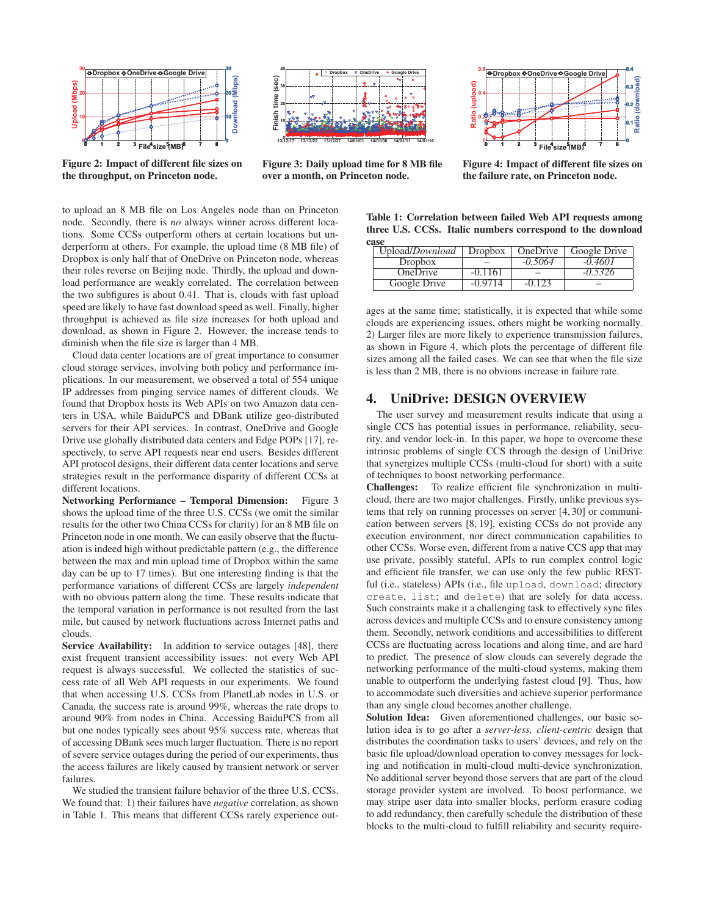Figure 2: Impact of different file sizes on the throughput, on Princeton node.

Figure 3: Daily upload time for 8 MB file over a month, on Princeton node.

Figure 4: Impact of different file sizes on the failure rate, on Princeton node.

to upload an 8 MB file on Los Angeles node than on Princeton node. Secondly, there is *no* always winner across different locations. Some CCSs outperform others at certain locations but underperform at others. For example, the upload time (8 MB file) of Dropbox is only half that of OneDrive on Princeton node, whereas their roles reverse on Beijing node. Thirdly, the upload and download performance are weakly correlated. The correlation between the two subfigures is about 0.41. That is, clouds with fast upload speed are likely to have fast download speed as well. Finally, higher throughput is achieved as file size increases for both upload and download, as shown in Figure 2. However, the increase tends to diminish when the file size is larger than 4 MB.

Cloud data center locations are of great importance to consumer cloud storage services, involving both policy and performance implications. In our measurement, we observed a total of 554 unique IP addresses from pinging service names of different clouds. We found that Dropbox hosts its Web APIs on two Amazon data centers in USA, while BaiduPCS and DBank utilize geo-distributed servers for their API services. In contrast, OneDrive and Google Drive use globally distributed data centers and Edge POPs [17], respectively, to serve API requests near end users. Besides different API protocol designs, their different data center locations and serve strategies result in the performance disparity of different CCSs at different locations.

**Networking Performance – Temporal Dimension:** Figure 3 shows the upload time of the three U.S. CCSs (we omit the similar results for the other two China CCSs for clarity) for an 8 MB file on Princeton node in one month. We can easily observe that the fluctuation is indeed high without predictable pattern (e.g., the difference between the max and min upload time of Dropbox within the same day can be up to 17 times). But one interesting finding is that the performance variations of different CCSs are largely *independent* with no obvious pattern along the time. These results indicate that the temporal variation in performance is not resulted from the last mile, but caused by network fluctuations across Internet paths and clouds.

**Service Availability:** In addition to service outages [48], there exist frequent transient accessibility issues: not every Web API request is always successful. We collected the statistics of success rate of all Web API requests in our experiments. We found that when accessing U.S. CCSs from PlanetLab nodes in U.S. or Canada, the success rate is around 99%, whereas the rate drops to around 90% from nodes in China. Accessing BaiduPCS from all but one nodes typically sees about 95% success rate, whereas that of accessing DBank sees much larger fluctuation. There is no report of severe service outages during the period of our experiments, thus the access failures are likely caused by transient network or server failures.

We studied the transient failure behavior of the three U.S. CCSs. We found that: 1) their failures have *negative* correlation, as shown in Table 1. This means that different CCSs rarely experience outages at the same time; statistically, it is expected that while some clouds are experiencing issues, others might be working normally. 2) Larger files are more likely to experience transmission failures, as shown in Figure 4, which plots the percentage of different file sizes among all the failed cases. We can see that when the file size is less than 2 MB, there is no obvious increase in failure rate.

**Table 1: Correlation between failed Web API requests among three U.S. CCSs. Italic numbers correspond to the download case**

| Upload/*Download* | Dropbox | OneDrive | Google Drive |
|---|---|---|---|
| Dropbox | – | *-0.5064* | *-0.4601* |
| OneDrive | -0.1161 | – | *-0.5326* |
| Google Drive | -0.9714 | -0.123 | – |

## 4. UniDrive: DESIGN OVERVIEW

The user survey and measurement results indicate that using a single CCS has potential issues in performance, reliability, security, and vendor lock-in. In this paper, we hope to overcome these intrinsic problems of single CCS through the design of UniDrive that synergizes multiple CCSs (multi-cloud for short) with a suite of techniques to boost networking performance.

**Challenges:** To realize efficient file synchronization in multi-cloud, there are two major challenges. Firstly, unlike previous systems that rely on running processes on server [4, 30] or communication between servers [8, 19], existing CCSs do not provide any execution environment, nor direct communication capabilities to other CCSs. Worse even, different from a native CCS app that may use private, possibly stateful, APIs to run complex control logic and efficient file transfer, we can use only the few public RESTful (i.e., stateless) APIs (i.e., file `upload`, `download`; directory `create`, `list`; and `delete`) that are solely for data access. Such constraints make it a challenging task to effectively sync files across devices and multiple CCSs and to ensure consistency among them. Secondly, network conditions and accessibilities to different CCSs are fluctuating across locations and along time, and are hard to predict. The presence of slow clouds can severely degrade the networking performance of the multi-cloud systems, making them unable to outperform the underlying fastest cloud [9]. Thus, how to accommodate such diversities and achieve superior performance than any single cloud becomes another challenge.

**Solution Idea:** Given aforementioned challenges, our basic solution idea is to go after a *server-less, client-centric* design that distributes the coordination tasks to users' devices, and rely on the basic file upload/download operation to convey messages for locking and notification in multi-cloud multi-device synchronization. No additional server beyond those servers that are part of the cloud storage provider system are involved. To boost performance, we may stripe user data into smaller blocks, perform erasure coding to add redundancy, then carefully schedule the distribution of these blocks to the multi-cloud to fulfill reliability and security require-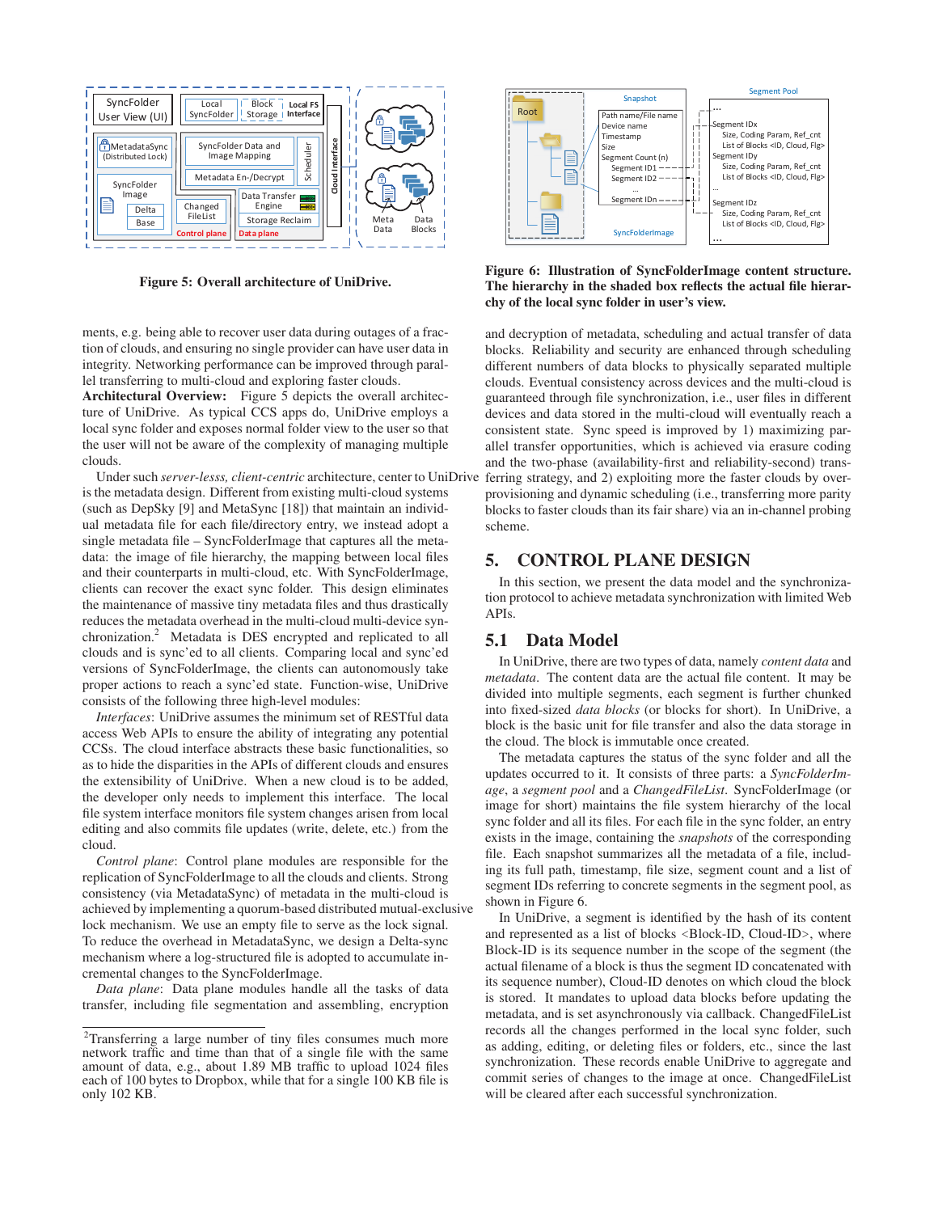Figure 5: Overall architecture of UniDrive.

Figure 6: Illustration of SyncFolderImage content structure. The hierarchy in the shaded box reflects the actual file hierarchy of the local sync folder in user's view.

ments, e.g. being able to recover user data during outages of a fraction of clouds, and ensuring no single provider can have user data in integrity. Networking performance can be improved through parallel transferring to multi-cloud and exploring faster clouds.

**Architectural Overview:** Figure 5 depicts the overall architecture of UniDrive. As typical CCS apps do, UniDrive employs a local sync folder and exposes normal folder view to the user so that the user will not be aware of the complexity of managing multiple clouds.

Under such *server-lesss, client-centric* architecture, center to UniDrive is the metadata design. Different from existing multi-cloud systems (such as DepSky [9] and MetaSync [18]) that maintain an individual metadata file for each file/directory entry, we instead adopt a single metadata file – SyncFolderImage that captures all the metadata: the image of file hierarchy, the mapping between local files and their counterparts in multi-cloud, etc. With SyncFolderImage, clients can recover the exact sync folder. This design eliminates the maintenance of massive tiny metadata files and thus drastically reduces the metadata overhead in the multi-cloud multi-device synchronization.[2] Metadata is DES encrypted and replicated to all clouds and is sync'ed to all clients. Comparing local and sync'ed versions of SyncFolderImage, the clients can autonomously take proper actions to reach a sync'ed state. Function-wise, UniDrive consists of the following three high-level modules:

*Interfaces*: UniDrive assumes the minimum set of RESTful data access Web APIs to ensure the ability of integrating any potential CCSs. The cloud interface abstracts these basic functionalities, so as to hide the disparities in the APIs of different clouds and ensures the extensibility of UniDrive. When a new cloud is to be added, the developer only needs to implement this interface. The local file system interface monitors file system changes arisen from local editing and also commits file updates (write, delete, etc.) from the cloud.

*Control plane*: Control plane modules are responsible for the replication of SyncFolderImage to all the clouds and clients. Strong consistency (via MetadataSync) of metadata in the multi-cloud is achieved by implementing a quorum-based distributed mutual-exclusive lock mechanism. We use an empty file to serve as the lock signal. To reduce the overhead in MetadataSync, we design a Delta-sync mechanism where a log-structured file is adopted to accumulate incremental changes to the SyncFolderImage.

*Data plane*: Data plane modules handle all the tasks of data transfer, including file segmentation and assembling, encryption and decryption of metadata, scheduling and actual transfer of data blocks. Reliability and security are enhanced through scheduling different numbers of data blocks to physically separated multiple clouds. Eventual consistency across devices and the multi-cloud is guaranteed through file synchronization, i.e., user files in different devices and data stored in the multi-cloud will eventually reach a consistent state. Sync speed is improved by 1) maximizing parallel transfer opportunities, which is achieved via erasure coding and the two-phase (availability-first and reliability-second) transferring strategy, and 2) exploiting more the faster clouds by over-provisioning and dynamic scheduling (i.e., transferring more parity blocks to faster clouds than its fair share) via an in-channel probing scheme.

[2]Transferring a large number of tiny files consumes much more network traffic and time than that of a single file with the same amount of data, e.g., about 1.89 MB traffic to upload 1024 files each of 100 bytes to Dropbox, while that for a single 100 KB file is only 102 KB.

# 5. CONTROL PLANE DESIGN

In this section, we present the data model and the synchronization protocol to achieve metadata synchronization with limited Web APIs.

## 5.1 Data Model

In UniDrive, there are two types of data, namely *content data* and *metadata*. The content data are the actual file content. It may be divided into multiple segments, each segment is further chunked into fixed-sized *data blocks* (or blocks for short). In UniDrive, a block is the basic unit for file transfer and also the data storage in the cloud. The block is immutable once created.

The metadata captures the status of the sync folder and all the updates occurred to it. It consists of three parts: a *SyncFolderImage*, a *segment pool* and a *ChangedFileList*. SyncFolderImage (or image for short) maintains the file system hierarchy of the local sync folder and all its files. For each file in the sync folder, an entry exists in the image, containing the *snapshots* of the corresponding file. Each snapshot summarizes all the metadata of a file, including its full path, timestamp, file size, segment count and a list of segment IDs referring to concrete segments in the segment pool, as shown in Figure 6.

In UniDrive, a segment is identified by the hash of its content and represented as a list of blocks <Block-ID, Cloud-ID>, where Block-ID is its sequence number in the scope of the segment (the actual filename of a block is thus the segment ID concatenated with its sequence number), Cloud-ID denotes on which cloud the block is stored. It mandates to upload data blocks before updating the metadata, and is set asynchronously via callback. ChangedFileList records all the changes performed in the local sync folder, such as adding, editing, or deleting files or folders, etc., since the last synchronization. These records enable UniDrive to aggregate and commit series of changes to the image at once. ChangedFileList will be cleared after each successful synchronization.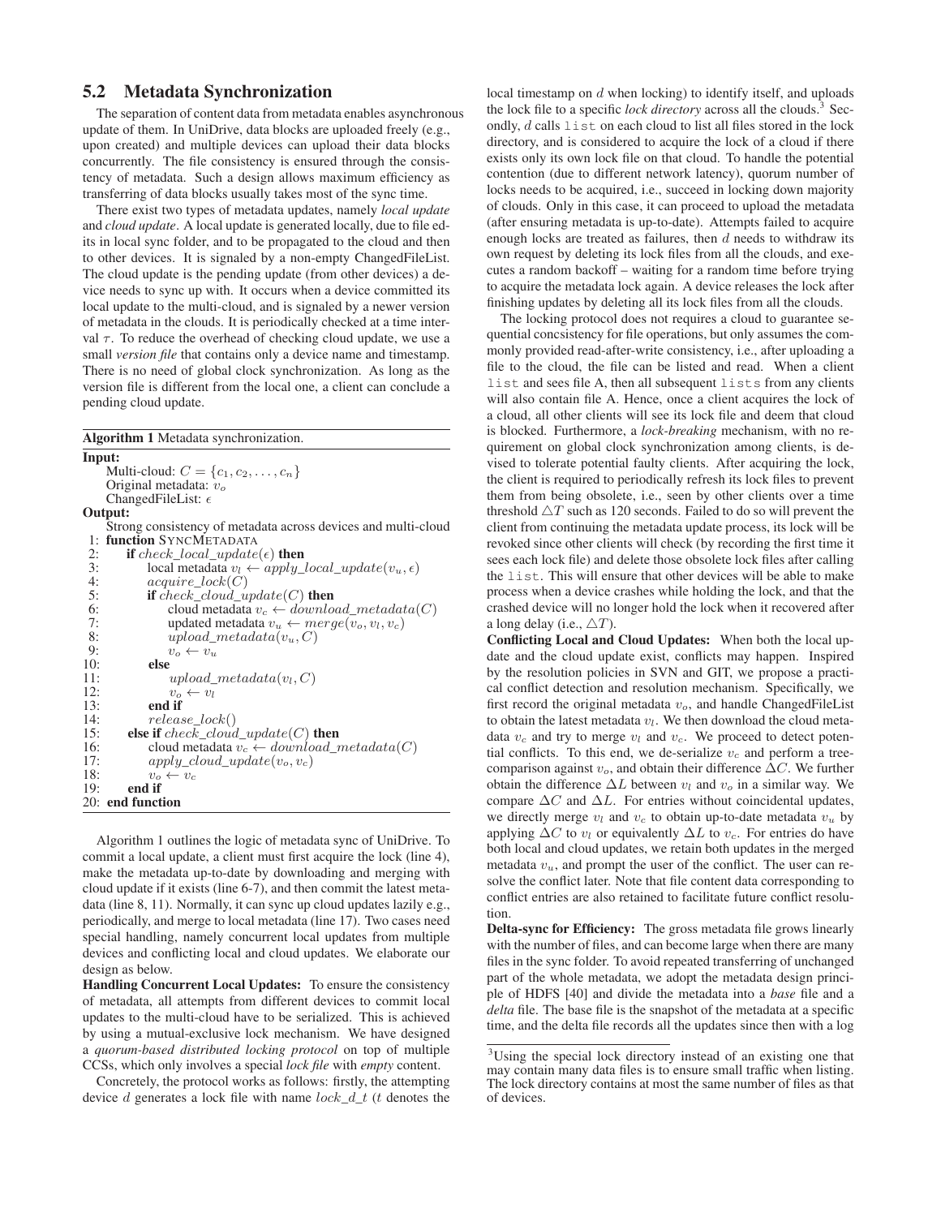## 5.2 Metadata Synchronization

The separation of content data from metadata enables asynchronous update of them. In UniDrive, data blocks are uploaded freely (e.g., upon created) and multiple devices can upload their data blocks concurrently. The file consistency is ensured through the consistency of metadata. Such a design allows maximum efficiency as transferring of data blocks usually takes most of the sync time.

There exist two types of metadata updates, namely *local update* and *cloud update*. A local update is generated locally, due to file edits in local sync folder, and to be propagated to the cloud and then to other devices. It is signaled by a non-empty ChangedFileList. The cloud update is the pending update (from other devices) a device needs to sync up with. It occurs when a device committed its local update to the multi-cloud, and is signaled by a newer version of metadata in the clouds. It is periodically checked at a time interval $\tau$. To reduce the overhead of checking cloud update, we use a small *version file* that contains only a device name and timestamp. There is no need of global clock synchronization. As long as the version file is different from the local one, a client can conclude a pending cloud update.

**Algorithm 1** Metadata synchronization.

**Input:**
Multi-cloud: $C = \{c_1, c_2, \ldots, c_n\}$
Original metadata: $v_o$
ChangedFileList: $\epsilon$

**Output:**
Strong consistency of metadata across devices and multi-cloud

```
1:  function SYNCMETADATA
2:      if check_local_update(ε) then
3:          local metadata v_l ← apply_local_update(v_u, ε)
4:          acquire_lock(C)
5:          if check_cloud_update(C) then
6:              cloud metadata v_c ← download_metadata(C)
7:              updated metadata v_u ← merge(v_o, v_l, v_c)
8:              upload_metadata(v_u, C)
9:              v_o ← v_u
10:         else
11:             upload_metadata(v_l, C)
12:             v_o ← v_l
13:         end if
14:         release_lock()
15:     else if check_cloud_update(C) then
16:         cloud metadata v_c ← download_metadata(C)
17:         apply_cloud_update(v_o, v_c)
18:         v_o ← v_c
19:     end if
20: end function
```

Algorithm 1 outlines the logic of metadata sync of UniDrive. To commit a local update, a client must first acquire the lock (line 4), make the metadata up-to-date by downloading and merging with cloud update if it exists (line 6-7), and then commit the latest metadata (line 8, 11). Normally, it can sync up cloud updates lazily e.g., periodically, and merge to local metadata (line 17). Two cases need special handling, namely concurrent local updates from multiple devices and conflicting local and cloud updates. We elaborate our design as below.

**Handling Concurrent Local Updates:** To ensure the consistency of metadata, all attempts from different devices to commit local updates to the multi-cloud have to be serialized. This is achieved by using a mutual-exclusive lock mechanism. We have designed a *quorum-based distributed locking protocol* on top of multiple CCSs, which only involves a special *lock file* with *empty* content.

Concretely, the protocol works as follows: firstly, the attempting device $d$ generates a lock file with name $lock\_d\_t$ ($t$ denotes the local timestamp on $d$ when locking) to identify itself, and uploads the lock file to a specific *lock directory* across all the clouds.[3] Secondly, $d$ calls `list` on each cloud to list all files stored in the lock directory, and is considered to acquire the lock of a cloud if there exists only its own lock file on that cloud. To handle the potential contention (due to different network latency), quorum number of locks needs to be acquired, i.e., succeed in locking down majority of clouds. Only in this case, it can proceed to upload the metadata (after ensuring metadata is up-to-date). Attempts failed to acquire enough locks are treated as failures, then $d$ needs to withdraw its own request by deleting its lock files from all the clouds, and executes a random backoff – waiting for a random time before trying to acquire the metadata lock again. A device releases the lock after finishing updates by deleting all its lock files from all the clouds.

The locking protocol does not requires a cloud to guarantee sequential concsistency for file operations, but only assumes the commonly provided read-after-write consistency, i.e., after uploading a file to the cloud, the file can be listed and read. When a client `list` and sees file A, then all subsequent `lists` from any clients will also contain file A. Hence, once a client acquires the lock of a cloud, all other clients will see its lock file and deem that cloud is blocked. Furthermore, a *lock-breaking* mechanism, with no requirement on global clock synchronization among clients, is devised to tolerate potential faulty clients. After acquiring the lock, the client is required to periodically refresh its lock files to prevent them from being obsolete, i.e., seen by other clients over a time threshold $\triangle T$ such as 120 seconds. Failed to do so will prevent the client from continuing the metadata update process, its lock will be revoked since other clients will check (by recording the first time it sees each lock file) and delete those obsolete lock files after calling the `list`. This will ensure that other devices will be able to make process when a device crashes while holding the lock, and that the crashed device will no longer hold the lock when it recovered after a long delay (i.e., $\triangle T$).

**Conflicting Local and Cloud Updates:** When both the local update and the cloud update exist, conflicts may happen. Inspired by the resolution policies in SVN and GIT, we propose a practical conflict detection and resolution mechanism. Specifically, we first record the original metadata $v_o$, and handle ChangedFileList to obtain the latest metadata $v_l$. We then download the cloud metadata $v_c$ and try to merge $v_l$ and $v_c$. We proceed to detect potential conflicts. To this end, we de-serialize $v_c$ and perform a tree-comparison against $v_o$, and obtain their difference $\Delta C$. We further obtain the difference $\Delta L$ between $v_l$ and $v_o$ in a similar way. We compare $\Delta C$ and $\Delta L$. For entries without coincidental updates, we directly merge $v_l$ and $v_c$ to obtain up-to-date metadata $v_u$ by applying $\Delta C$ to $v_l$ or equivalently $\Delta L$ to $v_c$. For entries do have both local and cloud updates, we retain both updates in the merged metadata $v_u$, and prompt the user of the conflict. The user can resolve the conflict later. Note that file content data corresponding to conflict entries are also retained to facilitate future conflict resolution.

**Delta-sync for Efficiency:** The gross metadata file grows linearly with the number of files, and can become large when there are many files in the sync folder. To avoid repeated transferring of unchanged part of the whole metadata, we adopt the metadata design principle of HDFS [40] and divide the metadata into a *base* file and a *delta* file. The base file is the snapshot of the metadata at a specific time, and the delta file records all the updates since then with a log

[3] Using the special lock directory instead of an existing one that may contain many data files is to ensure small traffic when listing. The lock directory contains at most the same number of files as that of devices.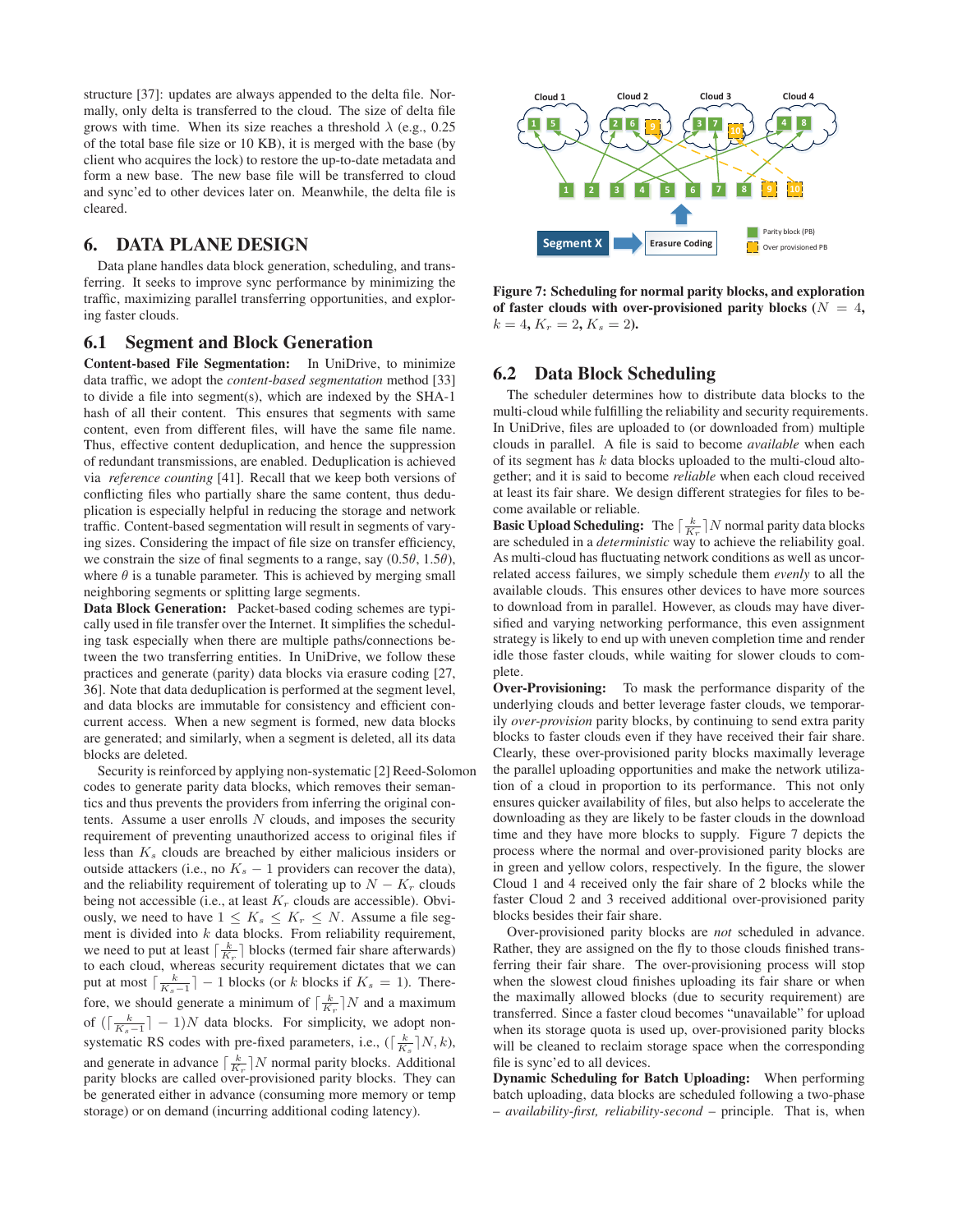structure [37]: updates are always appended to the delta file. Normally, only delta is transferred to the cloud. The size of delta file grows with time. When its size reaches a threshold $\lambda$ (e.g., 0.25 of the total base file size or 10 KB), it is merged with the base (by client who acquires the lock) to restore the up-to-date metadata and form a new base. The new base file will be transferred to cloud and sync'ed to other devices later on. Meanwhile, the delta file is cleared.

# 6. DATA PLANE DESIGN

Data plane handles data block generation, scheduling, and transferring. It seeks to improve sync performance by minimizing the traffic, maximizing parallel transferring opportunities, and exploring faster clouds.

## 6.1 Segment and Block Generation

**Content-based File Segmentation:** In UniDrive, to minimize data traffic, we adopt the *content-based segmentation* method [33] to divide a file into segment(s), which are indexed by the SHA-1 hash of all their content. This ensures that segments with same content, even from different files, will have the same file name. Thus, effective content deduplication, and hence the suppression of redundant transmissions, are enabled. Deduplication is achieved via *reference counting* [41]. Recall that we keep both versions of conflicting files who partially share the same content, thus deduplication is especially helpful in reducing the storage and network traffic. Content-based segmentation will result in segments of varying sizes. Considering the impact of file size on transfer efficiency, we constrain the size of final segments to a range, say ($0.5\theta$, $1.5\theta$), where $\theta$ is a tunable parameter. This is achieved by merging small neighboring segments or splitting large segments.

**Data Block Generation:** Packet-based coding schemes are typically used in file transfer over the Internet. It simplifies the scheduling task especially when there are multiple paths/connections between the two transferring entities. In UniDrive, we follow these practices and generate (parity) data blocks via erasure coding [27, 36]. Note that data deduplication is performed at the segment level, and data blocks are immutable for consistency and efficient concurrent access. When a new segment is formed, new data blocks are generated; and similarly, when a segment is deleted, all its data blocks are deleted.

Security is reinforced by applying non-systematic [2] Reed-Solomon codes to generate parity data blocks, which removes their semantics and thus prevents the providers from inferring the original contents. Assume a user enrolls $N$ clouds, and imposes the security requirement of preventing unauthorized access to original files if less than $K_s$ clouds are breached by either malicious insiders or outside attackers (i.e., no $K_s - 1$ providers can recover the data), and the reliability requirement of tolerating up to $N - K_r$ clouds being not accessible (i.e., at least $K_r$ clouds are accessible). Obviously, we need to have $1 \le K_s \le K_r \le N$. Assume a file segment is divided into $k$ data blocks. From reliability requirement, we need to put at least $\lceil \frac{k}{K_r} \rceil$ blocks (termed fair share afterwards) to each cloud, whereas security requirement dictates that we can put at most $\lceil \frac{k}{K_s - 1} \rceil - 1$ blocks (or $k$ blocks if $K_s = 1$). Therefore, we should generate a minimum of $\lceil \frac{k}{K_r} \rceil N$ and a maximum of $(\lceil \frac{k}{K_s-1} \rceil - 1)N$ data blocks. For simplicity, we adopt non-systematic RS codes with pre-fixed parameters, i.e., $(\lceil \frac{k}{K_s} \rceil N, k)$, and generate in advance $\lceil \frac{k}{K_r} \rceil N$ normal parity blocks. Additional parity blocks are called over-provisioned parity blocks. They can be generated either in advance (consuming more memory or temp storage) or on demand (incurring additional coding latency).

Cloud 1
Cloud 2
Cloud 3
Cloud 4
Segment X
Erasure Coding
Parity block (PB)
Over provisioned PB

**Figure 7: Scheduling for normal parity blocks, and exploration of faster clouds with over-provisioned parity blocks ($N = 4$, $k = 4$, $K_r = 2$, $K_s = 2$).**

## 6.2 Data Block Scheduling

The scheduler determines how to distribute data blocks to the multi-cloud while fulfilling the reliability and security requirements. In UniDrive, files are uploaded to (or downloaded from) multiple clouds in parallel. A file is said to become *available* when each of its segment has $k$ data blocks uploaded to the multi-cloud altogether; and it is said to become *reliable* when each cloud received at least its fair share. We design different strategies for files to become available or reliable.

**Basic Upload Scheduling:** The $\lceil \frac{k}{K_r} \rceil N$ normal parity data blocks are scheduled in a *deterministic* way to achieve the reliability goal. As multi-cloud has fluctuating network conditions as well as uncorrelated access failures, we simply schedule them *evenly* to all the available clouds. This ensures other devices to have more sources to download from in parallel. However, as clouds may have diversified and varying networking performance, this even assignment strategy is likely to end up with uneven completion time and render idle those faster clouds, while waiting for slower clouds to complete.

**Over-Provisioning:** To mask the performance disparity of the underlying clouds and better leverage faster clouds, we temporarily *over-provision* parity blocks, by continuing to send extra parity blocks to faster clouds even if they have received their fair share. Clearly, these over-provisioned parity blocks maximally leverage the parallel uploading opportunities and make the network utilization of a cloud in proportion to its performance. This not only ensures quicker availability of files, but also helps to accelerate the downloading as they are likely to be faster clouds in the download time and they have more blocks to supply. Figure 7 depicts the process where the normal and over-provisioned parity blocks are in green and yellow colors, respectively. In the figure, the slower Cloud 1 and 4 received only the fair share of 2 blocks while the faster Cloud 2 and 3 received additional over-provisioned parity blocks besides their fair share.

Over-provisioned parity blocks are *not* scheduled in advance. Rather, they are assigned on the fly to those clouds finished transferring their fair share. The over-provisioning process will stop when the slowest cloud finishes uploading its fair share or when the maximally allowed blocks (due to security requirement) are transferred. Since a faster cloud becomes "unavailable" for upload when its storage quota is used up, over-provisioned parity blocks will be cleaned to reclaim storage space when the corresponding file is sync'ed to all devices.

**Dynamic Scheduling for Batch Uploading:** When performing batch uploading, data blocks are scheduled following a two-phase – *availability-first, reliability-second* – principle. That is, when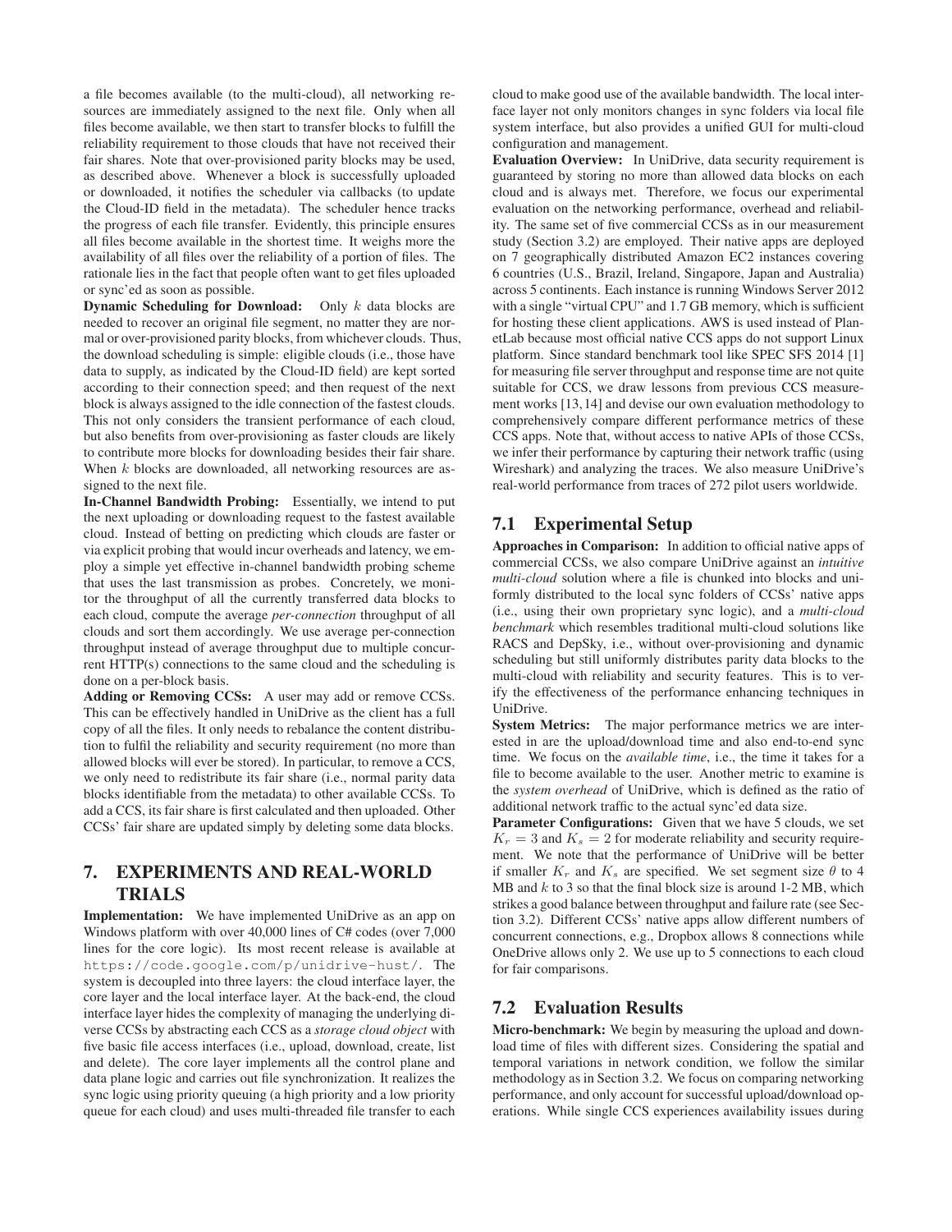a file becomes available (to the multi-cloud), all networking resources are immediately assigned to the next file. Only when all files become available, we then start to transfer blocks to fulfill the reliability requirement to those clouds that have not received their fair shares. Note that over-provisioned parity blocks may be used, as described above. Whenever a block is successfully uploaded or downloaded, it notifies the scheduler via callbacks (to update the Cloud-ID field in the metadata). The scheduler hence tracks the progress of each file transfer. Evidently, this principle ensures all files become available in the shortest time. It weighs more the availability of all files over the reliability of a portion of files. The rationale lies in the fact that people often want to get files uploaded or sync'ed as soon as possible.

**Dynamic Scheduling for Download:** Only $k$ data blocks are needed to recover an original file segment, no matter they are normal or over-provisioned parity blocks, from whichever clouds. Thus, the download scheduling is simple: eligible clouds (i.e., those have data to supply, as indicated by the Cloud-ID field) are kept sorted according to their connection speed; and then request of the next block is always assigned to the idle connection of the fastest clouds. This not only considers the transient performance of each cloud, but also benefits from over-provisioning as faster clouds are likely to contribute more blocks for downloading besides their fair share. When $k$ blocks are downloaded, all networking resources are assigned to the next file.

**In-Channel Bandwidth Probing:** Essentially, we intend to put the next uploading or downloading request to the fastest available cloud. Instead of betting on predicting which clouds are faster or via explicit probing that would incur overheads and latency, we employ a simple yet effective in-channel bandwidth probing scheme that uses the last transmission as probes. Concretely, we monitor the throughput of all the currently transferred data blocks to each cloud, compute the average *per-connection* throughput of all clouds and sort them accordingly. We use average per-connection throughput instead of average throughput due to multiple concurrent HTTP(s) connections to the same cloud and the scheduling is done on a per-block basis.

**Adding or Removing CCSs:** A user may add or remove CCSs. This can be effectively handled in UniDrive as the client has a full copy of all the files. It only needs to rebalance the content distribution to fulfil the reliability and security requirement (no more than allowed blocks will ever be stored). In particular, to remove a CCS, we only need to redistribute its fair share (i.e., normal parity data blocks identifiable from the metadata) to other available CCSs. To add a CCS, its fair share is first calculated and then uploaded. Other CCSs' fair share are updated simply by deleting some data blocks.

# 7. EXPERIMENTS AND REAL-WORLD TRIALS

**Implementation:** We have implemented UniDrive as an app on Windows platform with over 40,000 lines of C# codes (over 7,000 lines for the core logic). Its most recent release is available at `https://code.google.com/p/unidrive-hust/`. The system is decoupled into three layers: the cloud interface layer, the core layer and the local interface layer. At the back-end, the cloud interface layer hides the complexity of managing the underlying diverse CCSs by abstracting each CCS as a *storage cloud object* with five basic file access interfaces (i.e., upload, download, create, list and delete). The core layer implements all the control plane and data plane logic and carries out file synchronization. It realizes the sync logic using priority queuing (a high priority and a low priority queue for each cloud) and uses multi-threaded file transfer to each cloud to make good use of the available bandwidth. The local interface layer not only monitors changes in sync folders via local file system interface, but also provides a unified GUI for multi-cloud configuration and management.

**Evaluation Overview:** In UniDrive, data security requirement is guaranteed by storing no more than allowed data blocks on each cloud and is always met. Therefore, we focus our experimental evaluation on the networking performance, overhead and reliability. The same set of five commercial CCSs as in our measurement study (Section 3.2) are employed. Their native apps are deployed on 7 geographically distributed Amazon EC2 instances covering 6 countries (U.S., Brazil, Ireland, Singapore, Japan and Australia) across 5 continents. Each instance is running Windows Server 2012 with a single "virtual CPU" and 1.7 GB memory, which is sufficient for hosting these client applications. AWS is used instead of PlanetLab because most official native CCS apps do not support Linux platform. Since standard benchmark tool like SPEC SFS 2014 [1] for measuring file server throughput and response time are not quite suitable for CCS, we draw lessons from previous CCS measurement works [13, 14] and devise our own evaluation methodology to comprehensively compare different performance metrics of these CCS apps. Note that, without access to native APIs of those CCSs, we infer their performance by capturing their network traffic (using Wireshark) and analyzing the traces. We also measure UniDrive's real-world performance from traces of 272 pilot users worldwide.

## 7.1 Experimental Setup

**Approaches in Comparison:** In addition to official native apps of commercial CCSs, we also compare UniDrive against an *intuitive multi-cloud* solution where a file is chunked into blocks and uniformly distributed to the local sync folders of CCSs' native apps (i.e., using their own proprietary sync logic), and a *multi-cloud benchmark* which resembles traditional multi-cloud solutions like RACS and DepSky, i.e., without over-provisioning and dynamic scheduling but still uniformly distributes parity data blocks to the multi-cloud with reliability and security features. This is to verify the effectiveness of the performance enhancing techniques in UniDrive.

**System Metrics:** The major performance metrics we are interested in are the upload/download time and also end-to-end sync time. We focus on the *available time*, i.e., the time it takes for a file to become available to the user. Another metric to examine is the *system overhead* of UniDrive, which is defined as the ratio of additional network traffic to the actual sync'ed data size.

**Parameter Configurations:** Given that we have 5 clouds, we set $K_r = 3$ and $K_s = 2$ for moderate reliability and security requirement. We note that the performance of UniDrive will be better if smaller $K_r$ and $K_s$ are specified. We set segment size $\theta$ to 4 MB and $k$ to 3 so that the final block size is around 1-2 MB, which strikes a good balance between throughput and failure rate (see Section 3.2). Different CCSs' native apps allow different numbers of concurrent connections, e.g., Dropbox allows 8 connections while OneDrive allows only 2. We use up to 5 connections to each cloud for fair comparisons.

## 7.2 Evaluation Results

**Micro-benchmark:** We begin by measuring the upload and download time of files with different sizes. Considering the spatial and temporal variations in network condition, we follow the similar methodology as in Section 3.2. We focus on comparing networking performance, and only account for successful upload/download operations. While single CCS experiences availability issues during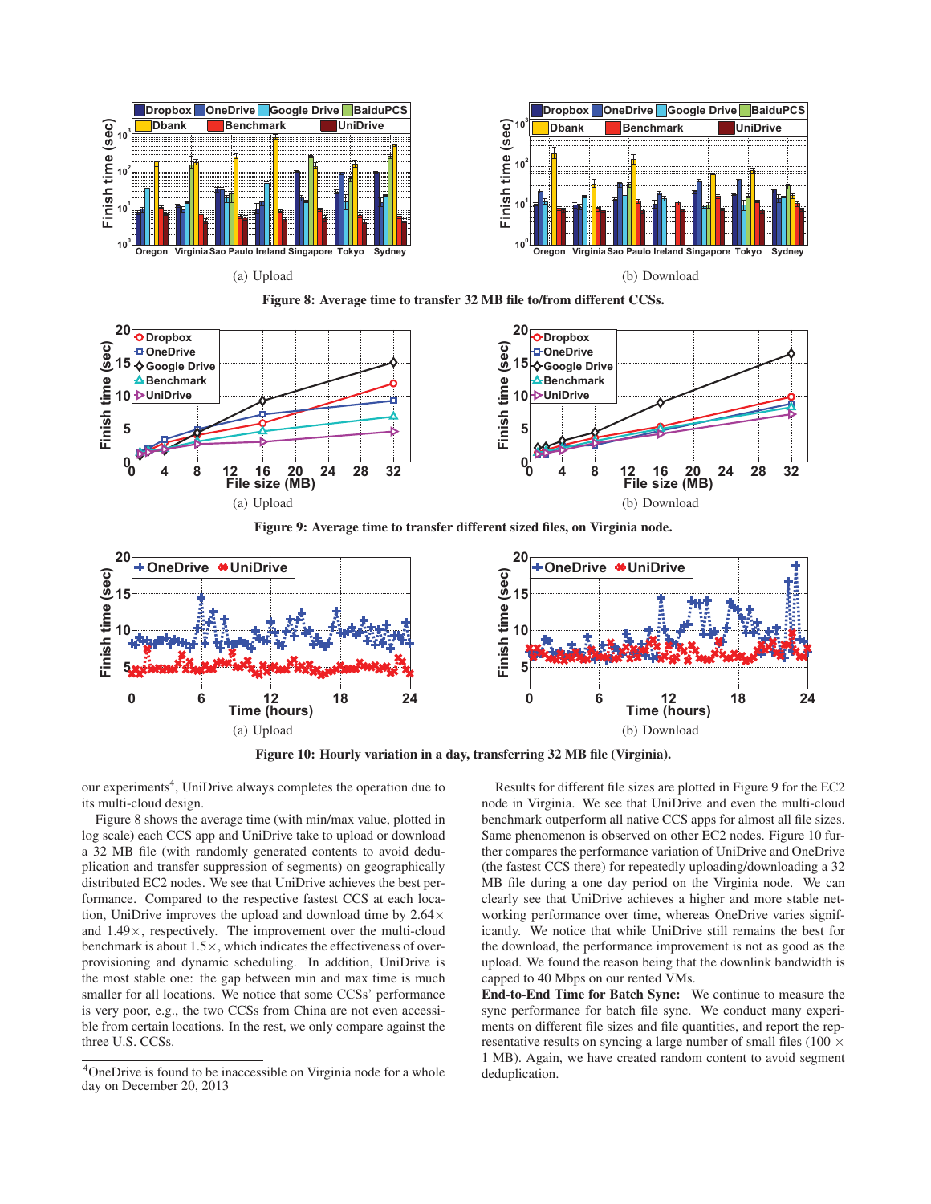(a) Upload

(b) Download

**Figure 8: Average time to transfer 32 MB file to/from different CCSs.**

(a) Upload

(b) Download

**Figure 9: Average time to transfer different sized files, on Virginia node.**

(a) Upload

(b) Download

**Figure 10: Hourly variation in a day, transferring 32 MB file (Virginia).**

our experiments[4], UniDrive always completes the operation due to its multi-cloud design.

Figure 8 shows the average time (with min/max value, plotted in log scale) each CCS app and UniDrive take to upload or download a 32 MB file (with randomly generated contents to avoid deduplication and transfer suppression of segments) on geographically distributed EC2 nodes. We see that UniDrive achieves the best performance. Compared to the respective fastest CCS at each location, UniDrive improves the upload and download time by 2.64× and 1.49×, respectively. The improvement over the multi-cloud benchmark is about 1.5×, which indicates the effectiveness of over-provisioning and dynamic scheduling. In addition, UniDrive is the most stable one: the gap between min and max time is much smaller for all locations. We notice that some CCSs' performance is very poor, e.g., the two CCSs from China are not even accessible from certain locations. In the rest, we only compare against the three U.S. CCSs.

[4]OneDrive is found to be inaccessible on Virginia node for a whole day on December 20, 2013

Results for different file sizes are plotted in Figure 9 for the EC2 node in Virginia. We see that UniDrive and even the multi-cloud benchmark outperform all native CCS apps for almost all file sizes. Same phenomenon is observed on other EC2 nodes. Figure 10 further compares the performance variation of UniDrive and OneDrive (the fastest CCS there) for repeatedly uploading/downloading a 32 MB file during a one day period on the Virginia node. We can clearly see that UniDrive achieves a higher and more stable networking performance over time, whereas OneDrive varies significantly. We notice that while UniDrive still remains the best for the download, the performance improvement is not as good as the upload. We found the reason being that the downlink bandwidth is capped to 40 Mbps on our rented VMs.

**End-to-End Time for Batch Sync:** We continue to measure the sync performance for batch file sync. We conduct many experiments on different file sizes and file quantities, and report the representative results on syncing a large number of small files (100 × 1 MB). Again, we have created random content to avoid segment deduplication.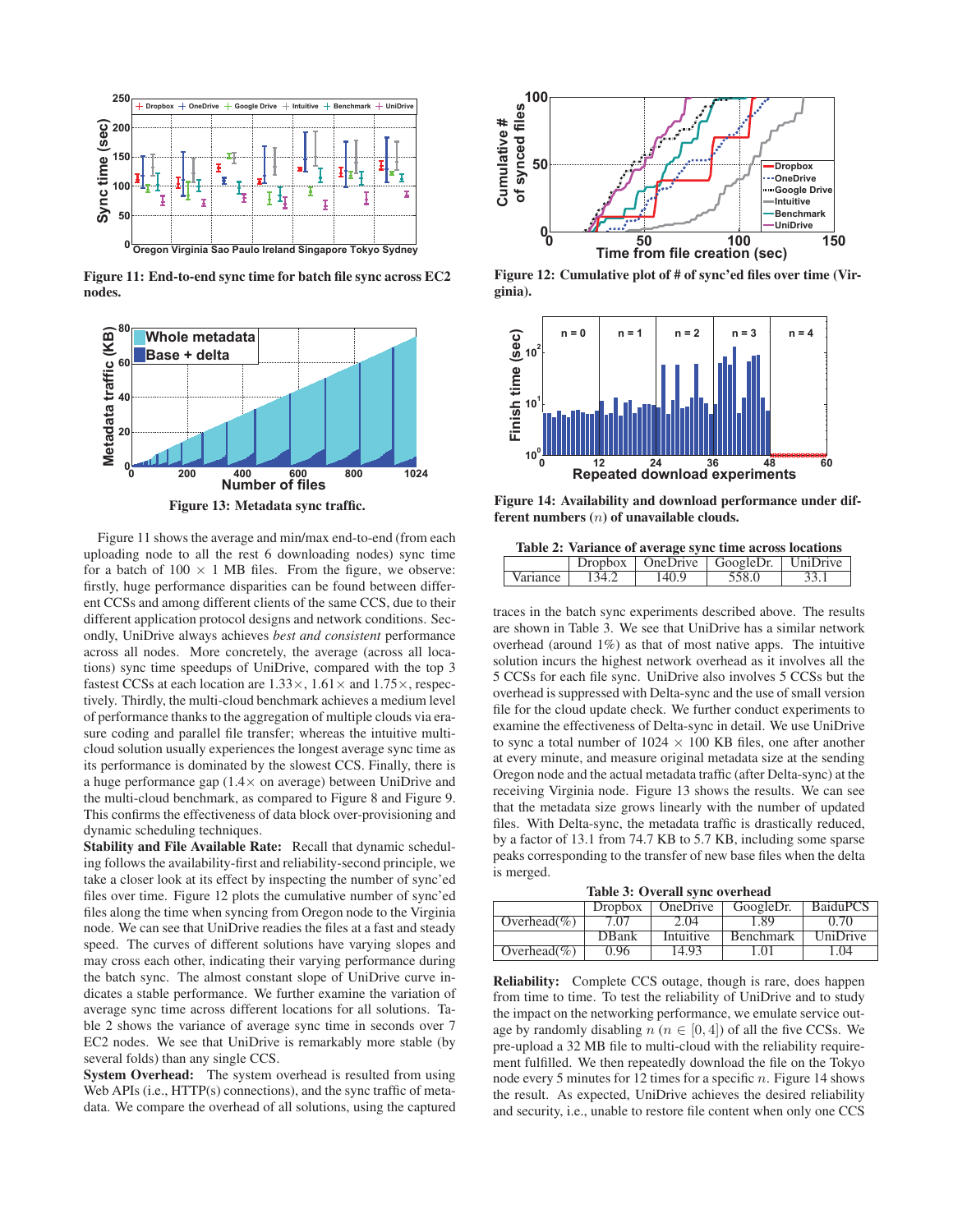Figure 11: End-to-end sync time for batch file sync across EC2 nodes.

Figure 12: Cumulative plot of # of sync'ed files over time (Virginia).

Figure 13: Metadata sync traffic.

Figure 14: Availability and download performance under different numbers ($n$) of unavailable clouds.

Figure 11 shows the average and min/max end-to-end (from each uploading node to all the rest 6 downloading nodes) sync time for a batch of $100 \times 1$ MB files. From the figure, we observe: firstly, huge performance disparities can be found between different CCSs and among different clients of the same CCS, due to their different application protocol designs and network conditions. Secondly, UniDrive always achieves *best and consistent* performance across all nodes. More concretely, the average (across all locations) sync time speedups of UniDrive, compared with the top 3 fastest CCSs at each location are $1.33\times$, $1.61\times$ and $1.75\times$, respectively. Thirdly, the multi-cloud benchmark achieves a medium level of performance thanks to the aggregation of multiple clouds via erasure coding and parallel file transfer; whereas the intuitive multi-cloud solution usually experiences the longest average sync time as its performance is dominated by the slowest CCS. Finally, there is a huge performance gap ($1.4\times$ on average) between UniDrive and the multi-cloud benchmark, as compared to Figure 8 and Figure 9. This confirms the effectiveness of data block over-provisioning and dynamic scheduling techniques.

**Stability and File Available Rate:** Recall that dynamic scheduling follows the availability-first and reliability-second principle, we take a closer look at its effect by inspecting the number of sync'ed files over time. Figure 12 plots the cumulative number of sync'ed files along the time when syncing from Oregon node to the Virginia node. We can see that UniDrive readies the files at a fast and steady speed. The curves of different solutions have varying slopes and may cross each other, indicating their varying performance during the batch sync. The almost constant slope of UniDrive curve indicates a stable performance. We further examine the variation of average sync time across different locations for all solutions. Table 2 shows the variance of average sync time in seconds over 7 EC2 nodes. We see that UniDrive is remarkably more stable (by several folds) than any single CCS.

**System Overhead:** The system overhead is resulted from using Web APIs (i.e., HTTP(s) connections), and the sync traffic of metadata. We compare the overhead of all solutions, using the captured

Table 2: Variance of average sync time across locations

| | Dropbox | OneDrive | GoogleDr. | UniDrive |
|---|---|---|---|---|
| Variance | 134.2 | 140.9 | 558.0 | 33.1 |

traces in the batch sync experiments described above. The results are shown in Table 3. We see that UniDrive has a similar network overhead (around 1%) as that of most native apps. The intuitive solution incurs the highest network overhead as it involves all the 5 CCSs for each file sync. UniDrive also involves 5 CCSs but the overhead is suppressed with Delta-sync and the use of small version file for the cloud update check. We further conduct experiments to examine the effectiveness of Delta-sync in detail. We use UniDrive to sync a total number of $1024 \times 100$ KB files, one after another at every minute, and measure original metadata size at the sending Oregon node and the actual metadata traffic (after Delta-sync) at the receiving Virginia node. Figure 13 shows the results. We can see that the metadata size grows linearly with the number of updated files. With Delta-sync, the metadata traffic is drastically reduced, by a factor of 13.1 from 74.7 KB to 5.7 KB, including some sparse peaks corresponding to the transfer of new base files when the delta is merged.

Table 3: Overall sync overhead

| | Dropbox | OneDrive | GoogleDr. | BaiduPCS |
|---|---|---|---|---|
| Overhead(%) | 7.07 | 2.04 | 1.89 | 0.70 |
| | DBank | Intuitive | Benchmark | UniDrive |
| Overhead(%) | 0.96 | 14.93 | 1.01 | 1.04 |

**Reliability:** Complete CCS outage, though is rare, does happen from time to time. To test the reliability of UniDrive and to study the impact on the networking performance, we emulate service outage by randomly disabling $n$ ($n \in [0, 4]$) of all the five CCSs. We pre-upload a 32 MB file to multi-cloud with the reliability requirement fulfilled. We then repeatedly download the file on the Tokyo node every 5 minutes for 12 times for a specific $n$. Figure 14 shows the result. As expected, UniDrive achieves the desired reliability and security, i.e., unable to restore file content when only one CCS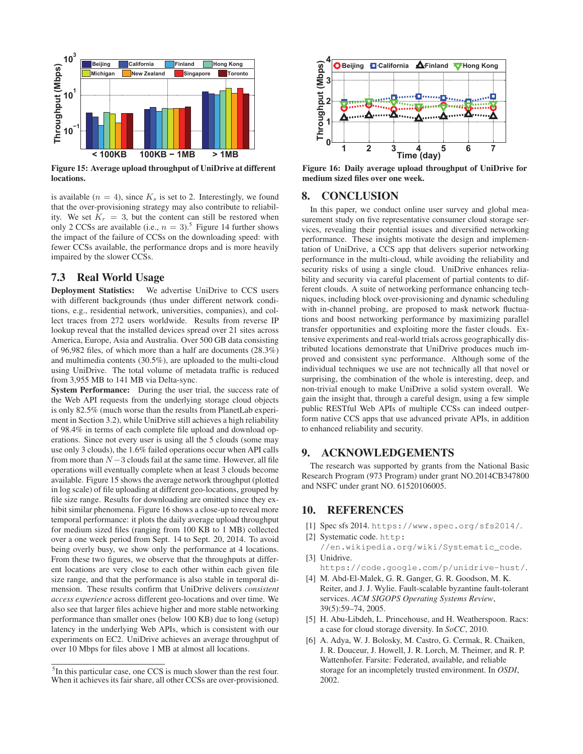Figure 15: Average upload throughput of UniDrive at different locations.

Figure 16: Daily average upload throughput of UniDrive for medium sized files over one week.

is available ($n = 4$), since $K_s$ is set to 2. Interestingly, we found that the over-provisioning strategy may also contribute to reliability. We set $K_r = 3$, but the content can still be restored when only 2 CCSs are available (i.e., $n = 3$).[5] Figure 14 further shows the impact of the failure of CCSs on the downloading speed: with fewer CCSs available, the performance drops and is more heavily impaired by the slower CCSs.

## 7.3 Real World Usage

**Deployment Statistics:** We advertise UniDrive to CCS users with different backgrounds (thus under different network conditions, e.g., residential network, universities, companies), and collect traces from 272 users worldwide. Results from reverse IP lookup reveal that the installed devices spread over 21 sites across America, Europe, Asia and Australia. Over 500 GB data consisting of 96,982 files, of which more than a half are documents (28.3%) and multimedia contents (30.5%), are uploaded to the multi-cloud using UniDrive. The total volume of metadata traffic is reduced from 3,955 MB to 141 MB via Delta-sync.

**System Performance:** During the user trial, the success rate of the Web API requests from the underlying storage cloud objects is only 82.5% (much worse than the results from PlanetLab experiment in Section 3.2), while UniDrive still achieves a high reliability of 98.4% in terms of each complete file upload and download operations. Since not every user is using all the 5 clouds (some may use only 3 clouds), the 1.6% failed operations occur when API calls from more than $N-3$ clouds fail at the same time. However, all file operations will eventually complete when at least 3 clouds become available. Figure 15 shows the average network throughput (plotted in log scale) of file uploading at different geo-locations, grouped by file size range. Results for downloading are omitted since they exhibit similar phenomena. Figure 16 shows a close-up to reveal more temporal performance: it plots the daily average upload throughput for medium sized files (ranging from 100 KB to 1 MB) collected over a one week period from Sept. 14 to Sept. 20, 2014. To avoid being overly busy, we show only the performance at 4 locations. From these two figures, we observe that the throughputs at different locations are very close to each other within each given file size range, and that the performance is also stable in temporal dimension. These results confirm that UniDrive delivers *consistent access experience* across different geo-locations and over time. We also see that larger files achieve higher and more stable networking performance than smaller ones (below 100 KB) due to long (setup) latency in the underlying Web APIs, which is consistent with our experiments on EC2. UniDrive achieves an average throughput of over 10 Mbps for files above 1 MB at almost all locations.

[5] In this particular case, one CCS is much slower than the rest four. When it achieves its fair share, all other CCSs are over-provisioned.

## 8. CONCLUSION

In this paper, we conduct online user survey and global measurement study on five representative consumer cloud storage services, revealing their potential issues and diversified networking performance. These insights motivate the design and implementation of UniDrive, a CCS app that delivers superior networking performance in the multi-cloud, while avoiding the reliability and security risks of using a single cloud. UniDrive enhances reliability and security via careful placement of partial contents to different clouds. A suite of networking performance enhancing techniques, including block over-provisioning and dynamic scheduling with in-channel probing, are proposed to mask network fluctuations and boost networking performance by maximizing parallel transfer opportunities and exploiting more the faster clouds. Extensive experiments and real-world trials across geographically distributed locations demonstrate that UniDrive produces much improved and consistent sync performance. Although some of the individual techniques we use are not technically all that novel or surprising, the combination of the whole is interesting, deep, and non-trivial enough to make UniDrive a solid system overall. We gain the insight that, through a careful design, using a few simple public RESTful Web APIs of multiple CCSs can indeed outperform native CCS apps that use advanced private APIs, in addition to enhanced reliability and security.

## 9. ACKNOWLEDGEMENTS

The research was supported by grants from the National Basic Research Program (973 Program) under grant NO.2014CB347800 and NSFC under grant NO. 61520106005.

## 10. REFERENCES

[1] Spec sfs 2014. https://www.spec.org/sfs2014/.

[2] Systematic code. http://en.wikipedia.org/wiki/Systematic_code.

[3] Unidrive. https://code.google.com/p/unidrive-hust/.

[4] M. Abd-El-Malek, G. R. Ganger, G. R. Goodson, M. K. Reiter, and J. J. Wylie. Fault-scalable byzantine fault-tolerant services. *ACM SIGOPS Operating Systems Review*, 39(5):59–74, 2005.

[5] H. Abu-Libdeh, L. Princehouse, and H. Weatherspoon. Racs: a case for cloud storage diversity. In *SoCC*, 2010.

[6] A. Adya, W. J. Bolosky, M. Castro, G. Cermak, R. Chaiken, J. R. Douceur, J. Howell, J. R. Lorch, M. Theimer, and R. P. Wattenhofer. Farsite: Federated, available, and reliable storage for an incompletely trusted environment. In *OSDI*, 2002.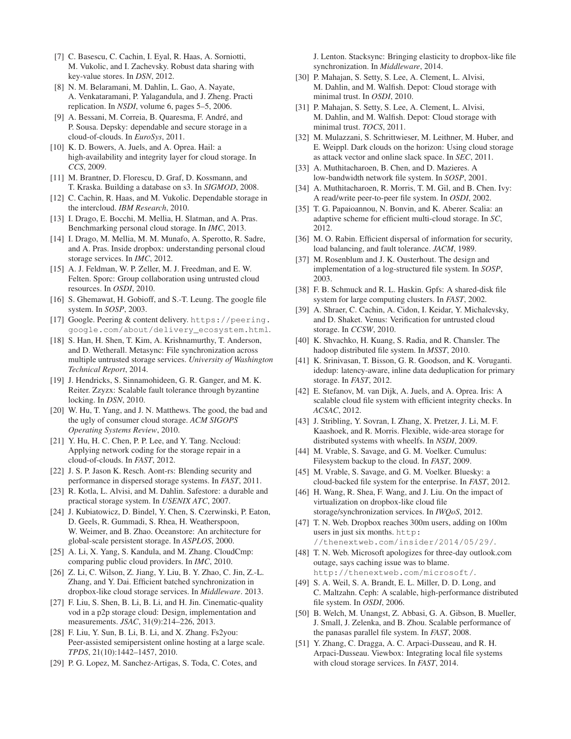[7] C. Basescu, C. Cachin, I. Eyal, R. Haas, A. Sorniotti, M. Vukolic, and I. Zachevsky. Robust data sharing with key-value stores. In *DSN*, 2012.

[8] N. M. Belaramani, M. Dahlin, L. Gao, A. Nayate, A. Venkataramani, P. Yalagandula, and J. Zheng. Practi replication. In *NSDI*, volume 6, pages 5–5, 2006.

[9] A. Bessani, M. Correia, B. Quaresma, F. André, and P. Sousa. Depsky: dependable and secure storage in a cloud-of-clouds. In *EuroSys*, 2011.

[10] K. D. Bowers, A. Juels, and A. Oprea. Hail: a high-availability and integrity layer for cloud storage. In *CCS*, 2009.

[11] M. Brantner, D. Florescu, D. Graf, D. Kossmann, and T. Kraska. Building a database on s3. In *SIGMOD*, 2008.

[12] C. Cachin, R. Haas, and M. Vukolic. Dependable storage in the intercloud. *IBM Research*, 2010.

[13] I. Drago, E. Bocchi, M. Mellia, H. Slatman, and A. Pras. Benchmarking personal cloud storage. In *IMC*, 2013.

[14] I. Drago, M. Mellia, M. M. Munafo, A. Sperotto, R. Sadre, and A. Pras. Inside dropbox: understanding personal cloud storage services. In *IMC*, 2012.

[15] A. J. Feldman, W. P. Zeller, M. J. Freedman, and E. W. Felten. Sporc: Group collaboration using untrusted cloud resources. In *OSDI*, 2010.

[16] S. Ghemawat, H. Gobioff, and S.-T. Leung. The google file system. In *SOSP*, 2003.

[17] Google. Peering & content delivery. https://peering.google.com/about/delivery_ecosystem.html.

[18] S. Han, H. Shen, T. Kim, A. Krishnamurthy, T. Anderson, and D. Wetherall. Metasync: File synchronization across multiple untrusted storage services. *University of Washington Technical Report*, 2014.

[19] J. Hendricks, S. Sinnamohideen, G. R. Ganger, and M. K. Reiter. Zzyzx: Scalable fault tolerance through byzantine locking. In *DSN*, 2010.

[20] W. Hu, T. Yang, and J. N. Matthews. The good, the bad and the ugly of consumer cloud storage. *ACM SIGOPS Operating Systems Review*, 2010.

[21] Y. Hu, H. C. Chen, P. P. Lee, and Y. Tang. Nccloud: Applying network coding for the storage repair in a cloud-of-clouds. In *FAST*, 2012.

[22] J. S. P. Jason K. Resch. Aont-rs: Blending security and performance in dispersed storage systems. In *FAST*, 2011.

[23] R. Kotla, L. Alvisi, and M. Dahlin. Safestore: a durable and practical storage system. In *USENIX ATC*, 2007.

[24] J. Kubiatowicz, D. Bindel, Y. Chen, S. Czerwinski, P. Eaton, D. Geels, R. Gummadi, S. Rhea, H. Weatherspoon, W. Weimer, and B. Zhao. Oceanstore: An architecture for global-scale persistent storage. In *ASPLOS*, 2000.

[25] A. Li, X. Yang, S. Kandula, and M. Zhang. CloudCmp: comparing public cloud providers. In *IMC*, 2010.

[26] Z. Li, C. Wilson, Z. Jiang, Y. Liu, B. Y. Zhao, C. Jin, Z.-L. Zhang, and Y. Dai. Efficient batched synchronization in dropbox-like cloud storage services. In *Middleware*. 2013.

[27] F. Liu, S. Shen, B. Li, B. Li, and H. Jin. Cinematic-quality vod in a p2p storage cloud: Design, implementation and measurements. *JSAC*, 31(9):214–226, 2013.

[28] F. Liu, Y. Sun, B. Li, B. Li, and X. Zhang. Fs2you: Peer-assisted semipersistent online hosting at a large scale. *TPDS*, 21(10):1442–1457, 2010.

[29] P. G. Lopez, M. Sanchez-Artigas, S. Toda, C. Cotes, and J. Lenton. Stacksync: Bringing elasticity to dropbox-like file synchronization. In *Middleware*, 2014.

[30] P. Mahajan, S. Setty, S. Lee, A. Clement, L. Alvisi, M. Dahlin, and M. Walfish. Depot: Cloud storage with minimal trust. In *OSDI*, 2010.

[31] P. Mahajan, S. Setty, S. Lee, A. Clement, L. Alvisi, M. Dahlin, and M. Walfish. Depot: Cloud storage with minimal trust. *TOCS*, 2011.

[32] M. Mulazzani, S. Schrittwieser, M. Leithner, M. Huber, and E. Weippl. Dark clouds on the horizon: Using cloud storage as attack vector and online slack space. In *SEC*, 2011.

[33] A. Muthitacharoen, B. Chen, and D. Mazieres. A low-bandwidth network file system. In *SOSP*, 2001.

[34] A. Muthitacharoen, R. Morris, T. M. Gil, and B. Chen. Ivy: A read/write peer-to-peer file system. In *OSDI*, 2002.

[35] T. G. Papaioannou, N. Bonvin, and K. Aberer. Scalia: an adaptive scheme for efficient multi-cloud storage. In *SC*, 2012.

[36] M. O. Rabin. Efficient dispersal of information for security, load balancing, and fault tolerance. *JACM*, 1989.

[37] M. Rosenblum and J. K. Ousterhout. The design and implementation of a log-structured file system. In *SOSP*, 2003.

[38] F. B. Schmuck and R. L. Haskin. Gpfs: A shared-disk file system for large computing clusters. In *FAST*, 2002.

[39] A. Shraer, C. Cachin, A. Cidon, I. Keidar, Y. Michalevsky, and D. Shaket. Venus: Verification for untrusted cloud storage. In *CCSW*, 2010.

[40] K. Shvachko, H. Kuang, S. Radia, and R. Chansler. The hadoop distributed file system. In *MSST*, 2010.

[41] K. Srinivasan, T. Bisson, G. R. Goodson, and K. Voruganti. idedup: latency-aware, inline data deduplication for primary storage. In *FAST*, 2012.

[42] E. Stefanov, M. van Dijk, A. Juels, and A. Oprea. Iris: A scalable cloud file system with efficient integrity checks. In *ACSAC*, 2012.

[43] J. Stribling, Y. Sovran, I. Zhang, X. Pretzer, J. Li, M. F. Kaashoek, and R. Morris. Flexible, wide-area storage for distributed systems with wheelfs. In *NSDI*, 2009.

[44] M. Vrable, S. Savage, and G. M. Voelker. Cumulus: Filesystem backup to the cloud. In *FAST*, 2009.

[45] M. Vrable, S. Savage, and G. M. Voelker. Bluesky: a cloud-backed file system for the enterprise. In *FAST*, 2012.

[46] H. Wang, R. Shea, F. Wang, and J. Liu. On the impact of virtualization on dropbox-like cloud file storage/synchronization services. In *IWQoS*, 2012.

[47] T. N. Web. Dropbox reaches 300m users, adding on 100m users in just six months. http://thenextweb.com/insider/2014/05/29/.

[48] T. N. Web. Microsoft apologizes for three-day outlook.com outage, says caching issue was to blame. http://thenextweb.com/microsoft/.

[49] S. A. Weil, S. A. Brandt, E. L. Miller, D. D. Long, and C. Maltzahn. Ceph: A scalable, high-performance distributed file system. In *OSDI*, 2006.

[50] B. Welch, M. Unangst, Z. Abbasi, G. A. Gibson, B. Mueller, J. Small, J. Zelenka, and B. Zhou. Scalable performance of the panasas parallel file system. In *FAST*, 2008.

[51] Y. Zhang, C. Dragga, A. C. Arpaci-Dusseau, and R. H. Arpaci-Dusseau. Viewbox: Integrating local file systems with cloud storage services. In *FAST*, 2014.